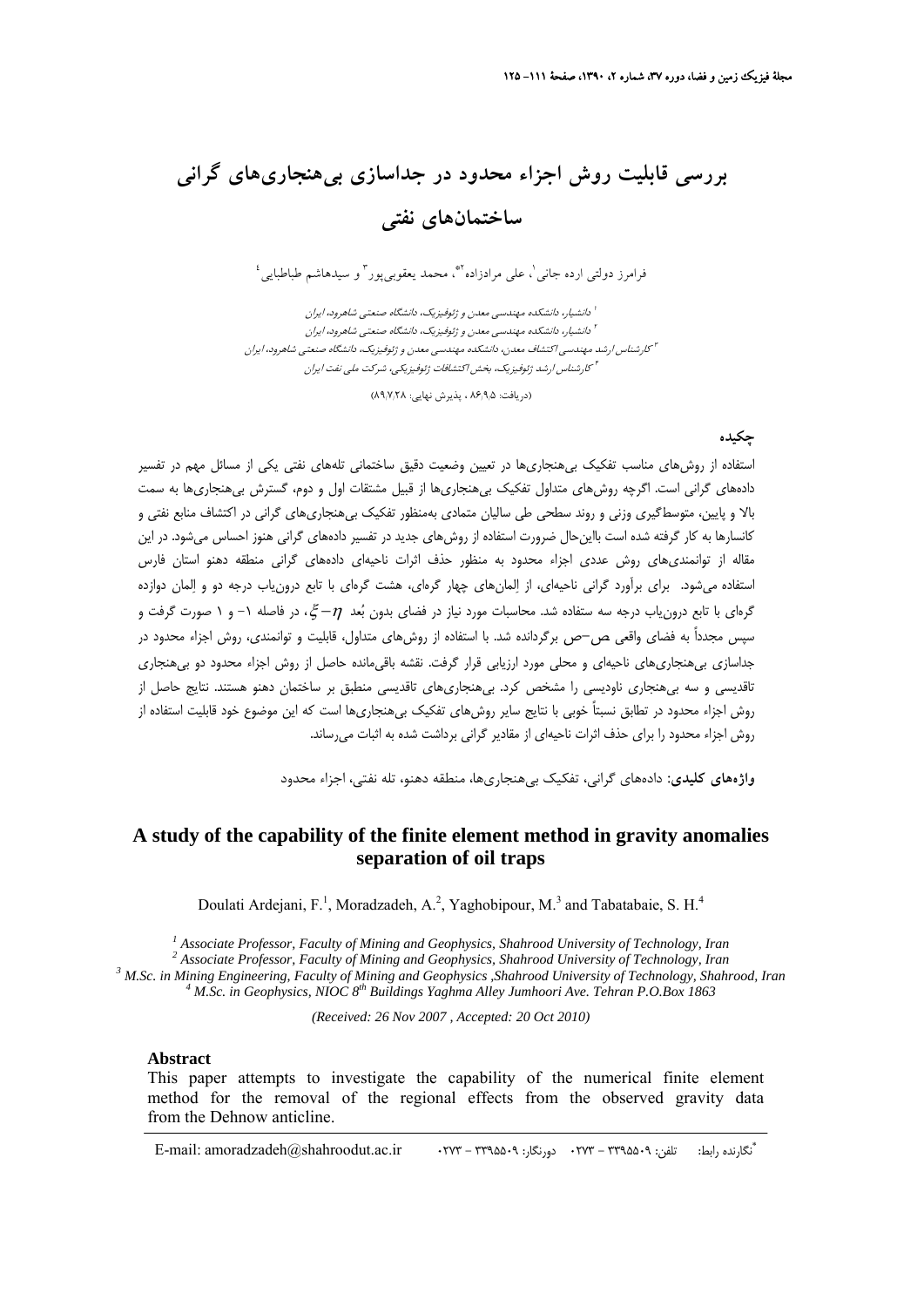# بررسی قابلیت روش اجزاء محدود در جداسازی بی‌هنجاری‌های گرانی ساختمان‌های نفتی

فرامرز دولتی ارده جانی[1]، علی مرادزاده[2*]، محمد یعقوبی‌پور[3] و سیدهاشم طباطبایی[4]

[1] دانشیار، دانشکده مهندسی معدن و ژئوفیزیک، دانشگاه صنعتی شاهرود، ایران

[2] دانشیار، دانشکده مهندسی معدن و ژئوفیزیک، دانشگاه صنعتی شاهرود، ایران

[3] کارشناس ارشد مهندسی اکتشاف معدن، دانشکده مهندسی معدن و ژئوفیزیک، دانشگاه صنعتی شاهرود، ایران

[4] کارشناس ارشد ژئوفیزیک، بخش اکتشافات ژئوفیزیکی، شرکت ملی نفت ایران

(دریافت: ۸۶/۹/۵ ، پذیرش نهایی: ۸۹/۷/۲۸)

## چکیده

استفاده از روش‌های مناسب تفکیک بی‌هنجاری‌ها در تعیین وضعیت دقیق ساختمانی تله‌های نفتی یکی از مسائل مهم در تفسیر داده‌های گرانی است. اگرچه روش‌های متداول تفکیک بی‌هنجاری‌ها از قبیل مشتقات اول و دوم، گسترش بی‌هنجاری‌ها به سمت بالا و پایین، متوسط‌گیری وزنی و روند سطحی طی سالیان متمادی به‌منظور تفکیک بی‌هنجاری‌های گرانی در اکتشاف منابع نفتی و کانسارها به کار گرفته شده است بااین‌حال ضرورت استفاده از روش‌های جدید در تفسیر داده‌های گرانی هنوز احساس می‌شود. در این مقاله از توانمندی‌های روش عددی اجزاء محدود به منظور حذف اثرات ناحیه‌ای داده‌های گرانی منطقه دهنو استان فارس استفاده می‌شود. برای برآورد گرانی ناحیه‌ای، از اِلمان‌های چهار گره‌ای، هشت گره‌ای با تابع درون‌یاب درجه دو و اِلمان دوازده گره‌ای با تابع درون‌یاب درجه سه استفاده شد. محاسبات مورد نیاز در فضای بدون بُعد $\eta - \xi$، در فاصله ۱- و ۱ صورت گرفت و سپس مجدداً به فضای واقعی ص–ص برگردانده شد. با استفاده از روش‌های متداول، قابلیت و توانمندی، روش اجزاء محدود در جداسازی بی‌هنجاری‌های ناحیه‌ای و محلی مورد ارزیابی قرار گرفت. نقشه باقی‌مانده حاصل از روش اجزاء محدود دو بی‌هنجاری تاقدیسی و سه بی‌هنجاری ناودیسی را مشخص کرد. بی‌هنجاری‌های تاقدیسی منطبق بر ساختمان دهنو هستند. نتایج حاصل از روش اجزاء محدود در تطابق نسبتاً خوبی با نتایج سایر روش‌های تفکیک بی‌هنجاری‌ها است که این موضوع خود قابلیت استفاده از روش اجزاء محدود را برای حذف اثرات ناحیه‌ای از مقادیر گرانی برداشت شده به اثبات می‌رساند.

**واژه‌های کلیدی:** داده‌های گرانی، تفکیک بی‌هنجاری‌ها، منطقه دهنو، تله نفتی، اجزاء محدود

# A study of the capability of the finite element method in gravity anomalies separation of oil traps

Doulati Ardejani, F.[1], Moradzadeh, A.[2], Yaghobipour, M.[3] and Tabatabaie, S. H.[4]

[1] *Associate Professor, Faculty of Mining and Geophysics, Shahrood University of Technology, Iran*

[2] *Associate Professor, Faculty of Mining and Geophysics, Shahrood University of Technology, Iran*

[3] *M.Sc. in Mining Engineering, Faculty of Mining and Geophysics ,Shahrood University of Technology, Shahrood, Iran*

[4] *M.Sc. in Geophysics, NIOC 8th Buildings Yaghma Alley Jumhoori Ave. Tehran P.O.Box 1863*

*(Received: 26 Nov 2007 , Accepted: 20 Oct 2010)*

## Abstract

This paper attempts to investigate the capability of the numerical finite element method for the removal of the regional effects from the observed gravity data from the Dehnow anticline.

*نگارنده رابط: تلفن: ۰۲۷۳ - ۳۳۹۵۵۰۹ دورنگار: ۰۲۷۳ - ۳۳۹۵۵۰۹ E-mail: amoradzadeh@shahroodut.ac.ir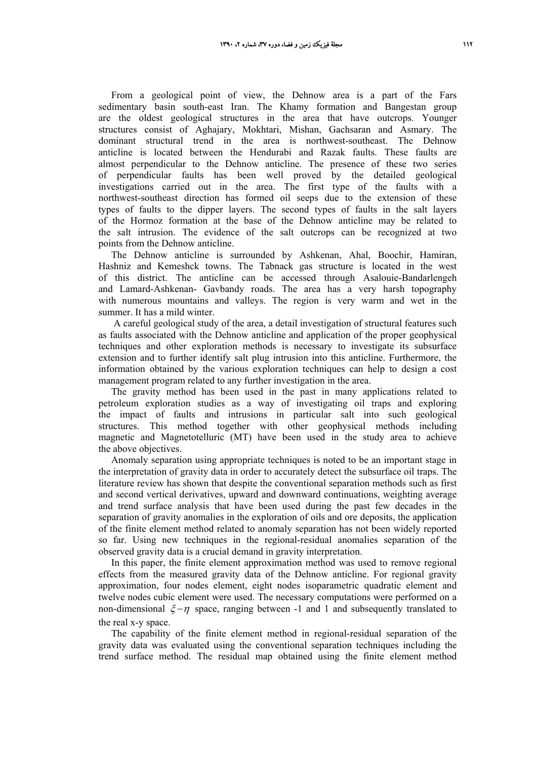From a geological point of view, the Dehnow area is a part of the Fars sedimentary basin south-east Iran. The Khamy formation and Bangestan group are the oldest geological structures in the area that have outcrops. Younger structures consist of Aghajary, Mokhtari, Mishan, Gachsaran and Asmary. The dominant structural trend in the area is northwest-southeast. The Dehnow anticline is located between the Hendurabi and Razak faults. These faults are almost perpendicular to the Dehnow anticline. The presence of these two series of perpendicular faults has been well proved by the detailed geological investigations carried out in the area. The first type of the faults with a northwest-southeast direction has formed oil seeps due to the extension of these types of faults to the dipper layers. The second types of faults in the salt layers of the Hormoz formation at the base of the Dehnow anticline may be related to the salt intrusion. The evidence of the salt outcrops can be recognized at two points from the Dehnow anticline.

The Dehnow anticline is surrounded by Ashkenan, Ahal, Boochir, Hamiran, Hashniz and Kemeshck towns. The Tabnack gas structure is located in the west of this district. The anticline can be accessed through Asalouie-Bandarlengeh and Lamard-Ashkenan- Gavbandy roads. The area has a very harsh topography with numerous mountains and valleys. The region is very warm and wet in the summer. It has a mild winter.

A careful geological study of the area, a detail investigation of structural features such as faults associated with the Dehnow anticline and application of the proper geophysical techniques and other exploration methods is necessary to investigate its subsurface extension and to further identify salt plug intrusion into this anticline. Furthermore, the information obtained by the various exploration techniques can help to design a cost management program related to any further investigation in the area.

The gravity method has been used in the past in many applications related to petroleum exploration studies as a way of investigating oil traps and exploring the impact of faults and intrusions in particular salt into such geological structures. This method together with other geophysical methods including magnetic and Magnetotelluric (MT) have been used in the study area to achieve the above objectives.

Anomaly separation using appropriate techniques is noted to be an important stage in the interpretation of gravity data in order to accurately detect the subsurface oil traps. The literature review has shown that despite the conventional separation methods such as first and second vertical derivatives, upward and downward continuations, weighting average and trend surface analysis that have been used during the past few decades in the separation of gravity anomalies in the exploration of oils and ore deposits, the application of the finite element method related to anomaly separation has not been widely reported so far. Using new techniques in the regional-residual anomalies separation of the observed gravity data is a crucial demand in gravity interpretation.

In this paper, the finite element approximation method was used to remove regional effects from the measured gravity data of the Dehnow anticline. For regional gravity approximation, four nodes element, eight nodes isoparametric quadratic element and twelve nodes cubic element were used. The necessary computations were performed on a non-dimensional $\xi-\eta$ space, ranging between -1 and 1 and subsequently translated to the real x-y space.

The capability of the finite element method in regional-residual separation of the gravity data was evaluated using the conventional separation techniques including the trend surface method. The residual map obtained using the finite element method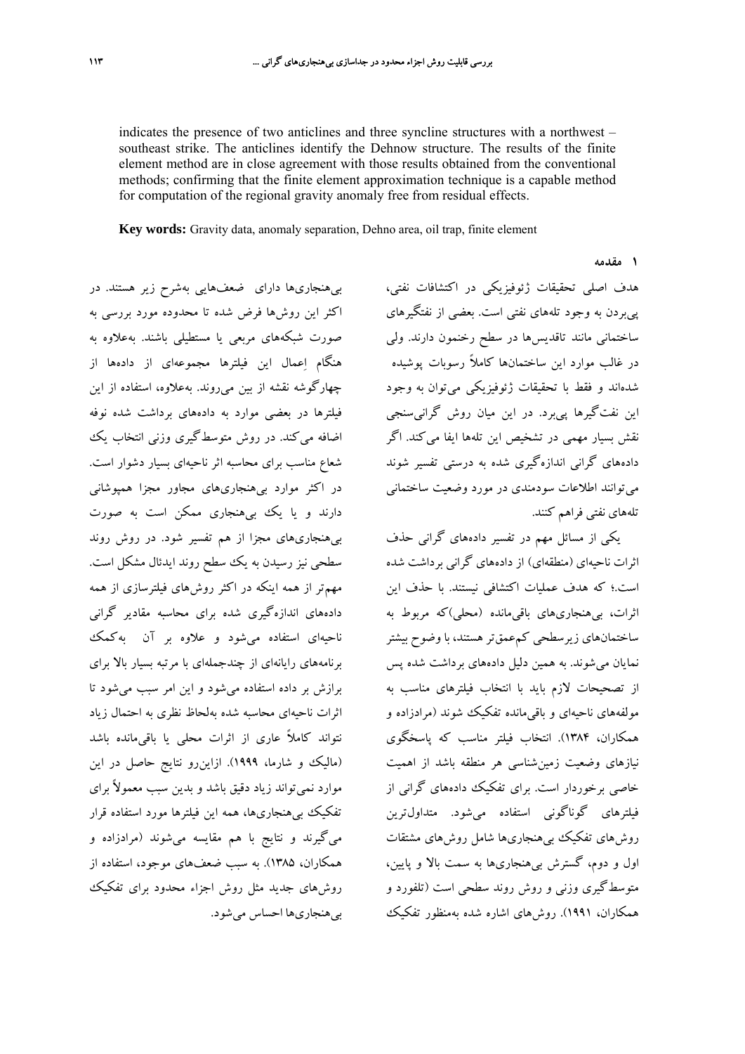indicates the presence of two anticlines and three syncline structures with a northwest – southeast strike. The anticlines identify the Dehnow structure. The results of the finite element method are in close agreement with those results obtained from the conventional methods; confirming that the finite element approximation technique is a capable method for computation of the regional gravity anomaly free from residual effects.

**Key words:** Gravity data, anomaly separation, Dehno area, oil trap, finite element

## ۱ مقدمه

هدف اصلی تحقیقات ژئوفیزیکی در اکتشافات نفتی، پی‌بردن به وجود تله‌های نفتی است. بعضی از نفتگیرهای ساختمانی مانند تاقدیس‌ها در سطح رخنمون دارند. ولی در غالب موارد این ساختمان‌ها کاملاً رسوبات پوشیده شده‌اند و فقط با تحقیقات ژئوفیزیکی می‌توان به وجود این نفت‌گیرها پی‌برد. در این میان روش گرانی‌سنجی نقش بسیار مهمی در تشخیص این تله‌ها ایفا می‌کند. اگر داده‌های گرانی اندازه‌گیری شده به درستی تفسیر شوند می‌توانند اطلاعات سودمندی در مورد وضعیت ساختمانی تله‌های نفتی فراهم کنند.

یکی از مسائل مهم در تفسیر داده‌های گرانی حذف اثرات ناحیه‌ای (منطقه‌ای) از داده‌های گرانی برداشت شده است،؛ که هدف عملیات اکتشافی نیستند. با حذف این اثرات، بی‌هنجاری‌های باقی‌مانده (محلی)که مربوط به ساختمان‌های زیرسطحی کم‌عمق‌تر هستند، با وضوح بیشتر نمایان می‌شوند. به همین دلیل داده‌های برداشت شده پس از تصحیحات لازم باید با انتخاب فیلترهای مناسب به مولفه‌های ناحیه‌ای و باقی‌مانده تفکیک شوند (مرادزاده و همکاران، ۱۳۸۴). انتخاب فیلتر مناسب که پاسخگوی نیازهای وضعیت زمین‌شناسی هر منطقه باشد از اهمیت خاصی برخوردار است. برای تفکیک داده‌های گرانی از فیلترهای گوناگونی استفاده می‌شود. متداول‌ترین روش‌های تفکیک بی‌هنجاری‌ها شامل روش‌های مشتقات اول و دوم، گسترش بی‌هنجاری‌ها به سمت بالا و پایین، متوسط‌گیری وزنی و روش روند سطحی است (تلفورد و همکاران، ۱۹۹۱). روش‌های اشاره شده به‌منظور تفکیک بی‌هنجاری‌ها دارای ضعف‌هایی به‌شرح زیر هستند. در اکثر این روش‌ها فرض شده تا محدوده مورد بررسی به صورت شبکه‌های مربعی یا مستطیلی باشند. به‌علاوه به هنگام اِعمال این فیلترها مجموعه‌ای از داده‌ها از چهارگوشه نقشه از بین می‌روند. به‌علاوه، استفاده از این فیلترها در بعضی موارد به داده‌های برداشت شده نوفه اضافه می‌کند. در روش متوسط‌گیری وزنی انتخاب یک شعاع مناسب برای محاسبه اثر ناحیه‌ای بسیار دشوار است. در اکثر موارد بی‌هنجاری‌های مجاور مجزا همپوشانی دارند و یا یک بی‌هنجاری ممکن است به صورت بی‌هنجاری‌های مجزا از هم تفسیر شود. در روش روند سطحی نیز رسیدن به یک سطح روند ایدئال مشکل است. مهم‌تر از همه اینکه در اکثر روش‌های فیلترسازی از همه داده‌های اندازه‌گیری شده برای محاسبه مقادیر گرانی ناحیه‌ای استفاده می‌شود و علاوه بر آن به‌کمک برنامه‌های رایانه‌ای از چندجمله‌ای با مرتبه بسیار بالا برای برازش بر داده استفاده می‌شود و این امر سبب می‌شود تا اثرات ناحیه‌ای محاسبه شده به‌لحاظ نظری به احتمال زیاد نتواند کاملاً عاری از اثرات محلی یا باقی‌مانده باشد (مالیک و شارما، ۱۹۹۹). ازاین‌رو نتایج حاصل در این موارد نمی‌تواند زیاد دقیق باشد و بدین سبب معمولاً برای تفکیک بی‌هنجاری‌ها، همه این فیلترها مورد استفاده قرار می‌گیرند و نتایج با هم مقایسه می‌شوند (مرادزاده و همکاران، ۱۳۸۵). به سبب ضعف‌های موجود، استفاده از روش‌های جدید مثل روش اجزاء محدود برای تفکیک بی‌هنجاری‌ها احساس می‌شود.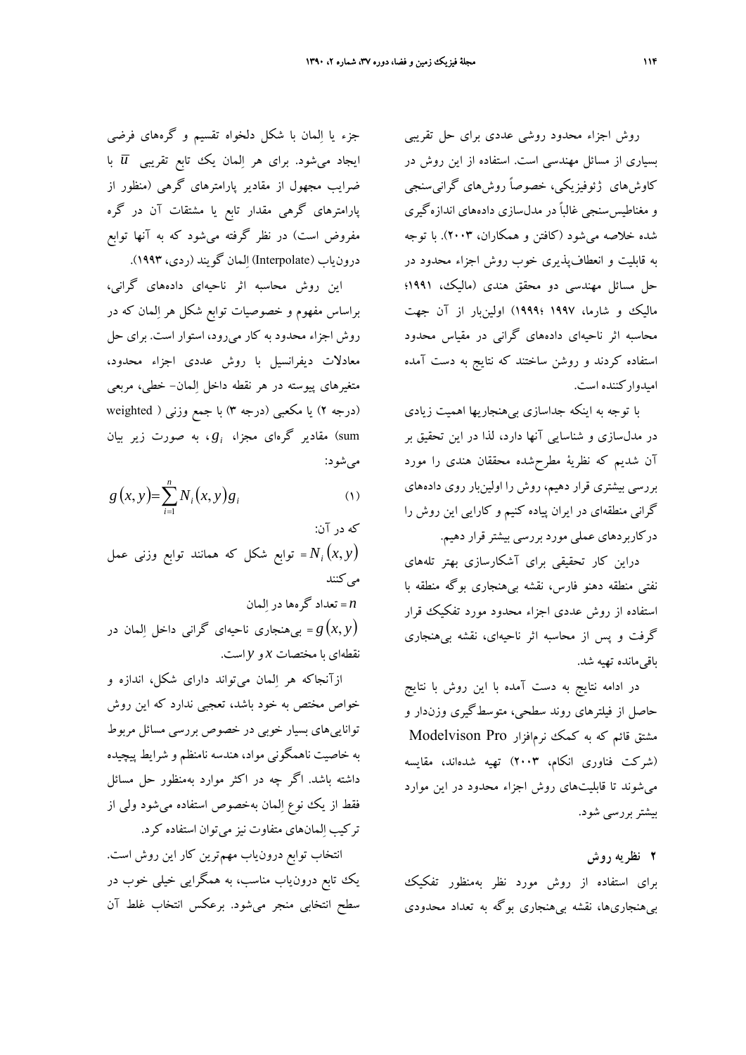روش اجزاء محدود روشی عددی برای حل تقریبی بسیاری از مسائل مهندسی است. استفاده از این روش در کاوش‌های ژئوفیزیکی، خصوصاً روش‌های گرانی‌سنجی و مغناطیس‌سنجی غالباً در مدل‌سازی داده‌های اندازه‌گیری شده خلاصه می‌شود (کافتن و همکاران، ۲۰۰۳). با توجه به قابلیت و انعطاف‌پذیری خوب روش اجزاء محدود در حل مسائل مهندسی دو محقق هندی (مالیک، ۱۹۹۱؛ مالیک و شارما، ۱۹۹۷؛ ۱۹۹۹) اولین‌بار از آن جهت محاسبه اثر ناحیه‌ای داده‌های گرانی در مقیاس محدود استفاده کردند و روشن ساختند که نتایج به دست آمده امیدوارکننده است.

با توجه به اینکه جداسازی بی‌هنجاریها اهمیت زیادی در مدل‌سازی و شناسایی آنها دارد، لذا در این تحقیق بر آن شدیم که نظریهٔ مطرح‌شده محققان هندی را مورد بررسی بیشتری قرار دهیم، روش را اولین‌بار روی داده‌های گرانی منطقه‌ای در ایران پیاده کنیم و کارایی این روش را درکاربردهای عملی مورد بررسی بیشتر قرار دهیم.

دراین کار تحقیقی برای آشکارسازی بهتر تله‌های نفتی منطقه دهنو فارس، نقشه بی‌هنجاری بوگه منطقه با استفاده از روش عددی اجزاء محدود مورد تفکیک قرار گرفت و پس از محاسبه اثر ناحیه‌ای، نقشه بی‌هنجاری باقی‌مانده تهیه شد.

در ادامه نتایج به دست آمده با این روش با نتایج حاصل از فیلترهای روند سطحی، متوسط‌گیری وزن‌دار و مشتق قائم که به کمک نرم‌افزار Modelvison Pro (شرکت فناوری انکام، ۲۰۰۳) تهیه شده‌اند، مقایسه می‌شوند تا قابلیت‌های روش اجزاء محدود در این موارد بیشتر بررسی شود.

## ۲ نظریه روش

برای استفاده از روش مورد نظر به‌منظور تفکیک بی‌هنجاری‌ها، نقشه بی‌هنجاری بوگه به تعداد محدودی جزء یا اِلمان با شکل دلخواه تقسیم و گره‌های فرضی ایجاد می‌شود. برای هر اِلمان یک تابع تقریبی $\overline{u}$ با ضرایب مجهول از مقادیر پارامترهای گرهی (منظور از پارامترهای گرهی مقدار تابع یا مشتقات آن در گره مفروض است) در نظر گرفته می‌شود که به آنها توابع درون‌یاب (Interpolate) اِلمان گویند (ردی، ۱۹۹۳).

این روش محاسبه اثر ناحیه‌ای داده‌های گرانی، براساس مفهوم و خصوصیات توابع شکل هر اِلمان که در روش اجزاء محدود به کار می‌رود، استوار است. برای حل معادلات دیفرانسیل با روش عددی اجزاء محدود، متغیرهای پیوسته در هر نقطه داخل اِلمان- خطی، مربعی (درجه ۲) یا مکعبی (درجه ۳) با جمع وزنی ( weighted sum) مقادیر گره‌ای مجزا، $g_i$، به صورت زیر بیان می‌شود:

$$g(x,y)=\sum_{i=1}^{n} N_i(x,y) g_i \qquad (1)$$

که در آن:

$N_i(x,y)$ = توابع شکل که همانند توابع وزنی عمل می‌کنند

$n$ = تعداد گره‌ها در اِلمان

$g(x,y)$ = بی‌هنجاری ناحیه‌ای گرانی داخل اِلمان در نقطه‌ای با مختصات $x$ و $y$ است.

ازآنجاکه هر اِلمان می‌تواند دارای شکل، اندازه و خواص مختص به خود باشد، تعجبی ندارد که این روش توانایی‌های بسیار خوبی در خصوص بررسی مسائل مربوط به خاصیت ناهمگونی مواد، هندسه نامنظم و شرایط پیچیده داشته باشد. اگر چه در اکثر موارد به‌منظور حل مسائل فقط از یک نوع اِلمان به‌خصوص استفاده می‌شود ولی از ترکیب اِلمان‌های متفاوت نیز می‌توان استفاده کرد.

انتخاب توابع درون‌یاب مهم‌ترین کار این روش است. یک تابع درون‌یاب مناسب، به همگرایی خیلی خوب در سطح انتخابی منجر می‌شود. برعکس انتخاب غلط آن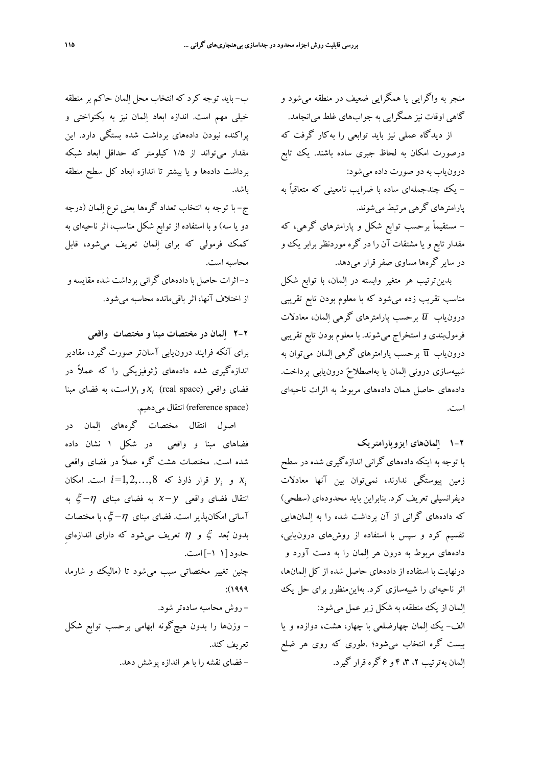منجر به واگرایی یا همگرایی ضعیف در منطقه می‌شود و گاهی اوقات نیز همگرایی به جواب‌های غلط می‌انجامد.

از دیدگاه عملی نیز باید توابعی را به‌کار گرفت که درصورت امکان به لحاظ جبری ساده باشند. یک تابع درون‌یاب به دو صورت داده می‌شود:

- یک چندجمله‌ای ساده با ضرایب نامعینی که متعاقباً به پارامترهای گرهی مرتبط می‌شوند.
- مستقیماً برحسب توابع شکل و پارامترهای گرهی، که مقدار تابع و یا مشتقات آن را در گره موردنظر برابر یک و در سایر گره‌ها مساوی صفر قرار می‌دهد.

بدین‌ترتیب هر متغیر وابسته در اِلمان، با توابع شکل مناسب تقریب زده می‌شود که با معلوم بودن تابع تقریبی درون‌یاب $\overline{u}$ برحسب پارامترهای گرهی اِلمان، معادلات فرمول‌بندی و استخراج می‌شوند. با معلوم بودن تابع تقریبی درون‌یاب $\overline{u}$ برحسب پارامترهای گرهی اِلمان می‌توان به شبیه‌سازی درونی اِلمان یا به‌اصطلاحً درون‌یابی پرداخت. داده‌های حاصل همان داده‌های مربوط به اثرات ناحیه‌ای است.

## ۲-۱ اِلمان‌های ایزوپارامتریک

با توجه به اینکه داده‌های گرانی اندازه‌گیری شده در سطح زمین پیوستگی ندارند، نمی‌توان بین آنها معادلات دیفرانسیلی تعریف کرد. بنابراین باید محدوده‌ای (سطحی) که داده‌های گرانی از آن برداشت شده را به اِلمان‌هایی تقسیم کرد و سپس با استفاده از روش‌های درون‌یابی، داده‌های مربوط به درون هر اِلمان را به دست آورد و درنهایت با استفاده از داده‌های حاصل شده از کل اِلمان‌ها، اثر ناحیه‌ای را شبیه‌سازی کرد. به‌این‌منظور برای حل یک اِلمان از یک منطقه، به شکل زیر عمل می‌شود:

الف- یک اِلمان چهارضلعی با چهار، هشت، دوازده و یا بیست گره انتخاب می‌شود؛ .طوری که روی هر ضلع اِلمان به‌ترتیب ۲، ۳، ۴ و ۶ گره قرار گیرد.

ب- باید توجه کرد که انتخاب محل اِلمان حاکم بر منطقه خیلی مهم است. اندازه ابعاد اِلمان نیز به یکنواختی و پراکنده نبودن داده‌های برداشت شده بستگی دارد. این مقدار می‌تواند از ۱/۵ کیلومتر که حداقل ابعاد شبکه برداشت داده‌ها و یا بیشتر تا اندازه ابعاد کل سطح منطقه باشد.

ج- با توجه به انتخاب تعداد گره‌ها یعنی نوع اِلمان (درجه دو یا سه) و با استفاده از توابع شکل مناسب، اثر ناحیه‌ای به کمک فرمولی که برای اِلمان تعریف می‌شود، قابل محاسبه است.

د- اثرات حاصل با داده‌های گرانی برداشت شده مقایسه و از اختلاف آنها، اثر باقی‌مانده محاسبه می‌شود.

## ۲-۲ اِلمان در مختصات مبنا و مختصات واقعی

برای آنکه فرایند درون‌یابی آسان‌تر صورت گیرد، مقادیر اندازه‌گیری شده داده‌های ژئوفیزیکی را که عملاً در فضای واقعی (real space) $x_i$ و $y_i$ است، به فضای مبنا (reference space) انتقال می‌دهیم.

اصول انتقال مختصات گره‌های اِلمان در فضاهای مبنا و واقعی در شکل ۱ نشان داده شده است. مختصات هشت گره عملاً در فضای واقعی $x_i$ و $y_i$ قرار دارد که $i=1,2,\ldots,8$ است. امکان انتقال فضای واقعی $x-y$ به فضای مبنای $\xi-\eta$ به آسانی امکان‌پذیر است. فضای مبنای $\xi-\eta$، با مختصات بدون بُعد $\xi$ و $\eta$ تعریف می‌شود که دارای اندازه‌ای حدود [۱ ۱-] است.

چنین تغییر مختصاتی سبب می‌شود تا (مالیک و شارما، ۱۹۹۹):

- روش محاسبه ساده‌تر شود.
- وزن‌ها را بدون هیچ‌گونه ابهامی برحسب توابع شکل تعریف کند.
- فضای نقشه را با هر اندازه پوشش دهد.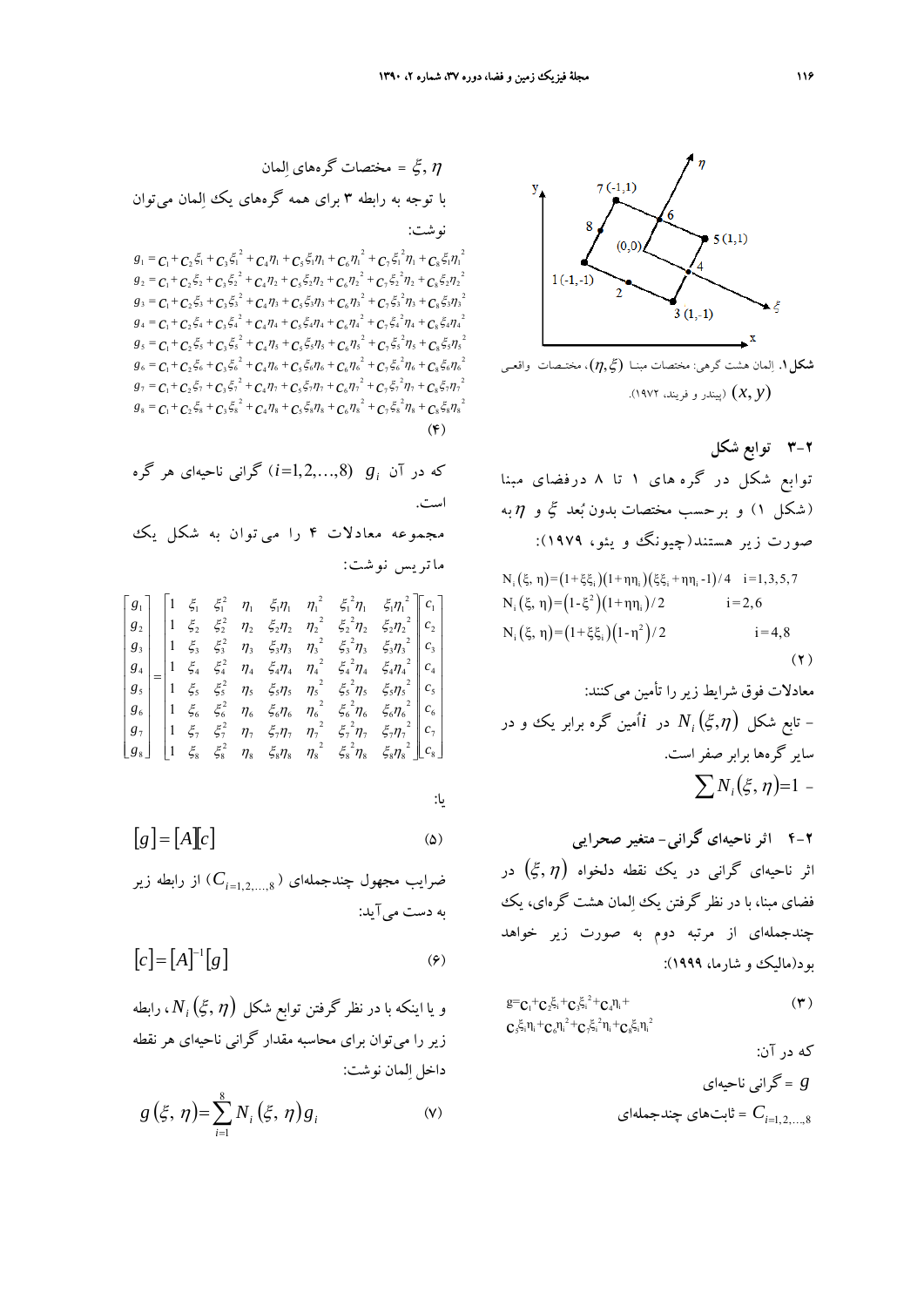شکل ۱. اِلمان هشت گرهی: مختصات مبنا $(\eta,\xi)$، مختصات واقعی $(x,y)$ (پیندر و فریند، ۱۹۷۲).

### ۲-۳ توابع شکل

توابع شکل در گره های ۱ تا ۸ درفضای مبنا (شکل ۱) و برحسب مختصات بدون بُعد $\xi$ و $\eta$ به صورت زیر هستند(چیونگ و یئو، ۱۹۷۹):

$$N_i(\xi,\eta)=(1+\xi\xi_i)(1+\eta\eta_i)(\xi\xi_i+\eta\eta_i-1)/4 \quad i=1,3,5,7$$
$$N_i(\xi,\eta)=(1-\xi^2)(1+\eta\eta_i)/2 \quad i=2,6$$
$$N_i(\xi,\eta)=(1+\xi\xi_i)(1-\eta^2)/2 \quad i=4,8 \tag{۲}$$

معادلات فوق شرایط زیر را تأمین می‌کنند:

- تابع شکل $N_i(\xi,\eta)$ در $i$اُمین گره برابر یک و در سایر گره‌ها برابر صفر است.
- $\sum N_i(\xi,\eta)=1$

### ۲-۴ اثر ناحیه‌ای گرانی- متغیر صحرایی

اثر ناحیه‌ای گرانی در یک نقطه دلخواه $(\xi,\eta)$ در فضای مبنا، با در نظر گرفتن یک اِلمان هشت گره‌ای، یک چندجمله‌ای از مرتبه دوم به صورت زیر خواهد بود(مالیک و شارما، ۱۹۹۹):

$$g=c_1+c_2\xi_i+c_3\xi_i^2+c_4\eta_i+c_5\xi_i\eta_i+c_6\eta_i^2+c_7\xi_i^2\eta_i+c_8\xi_i\eta_i^2 \tag{۳}$$

که در آن:

$g$ = گرانی ناحیه‌ای

$C_{i=1,2,\dots,8}$ = ثابت‌های چندجمله‌ای

$\xi,\eta$ = مختصات گره‌های اِلمان

با توجه به رابطه ۳ برای همه گره‌های یک اِلمان می‌توان نوشت:

$$
\begin{aligned}
g_1 &= c_1+c_2\xi_1+c_3\xi_1^2+c_4\eta_1+c_5\xi_1\eta_1+c_6\eta_1^2+c_7\xi_1^2\eta_1+c_8\xi_1\eta_1^2\\
g_2 &= c_1+c_2\xi_2+c_3\xi_2^2+c_4\eta_2+c_5\xi_2\eta_2+c_6\eta_2^2+c_7\xi_2^2\eta_2+c_8\xi_2\eta_2^2\\
g_3 &= c_1+c_2\xi_3+c_3\xi_3^2+c_4\eta_3+c_5\xi_3\eta_3+c_6\eta_3^2+c_7\xi_3^2\eta_3+c_8\xi_3\eta_3^2\\
g_4 &= c_1+c_2\xi_4+c_3\xi_4^2+c_4\eta_4+c_5\xi_4\eta_4+c_6\eta_4^2+c_7\xi_4^2\eta_4+c_8\xi_4\eta_4^2\\
g_5 &= c_1+c_2\xi_5+c_3\xi_5^2+c_4\eta_5+c_5\xi_5\eta_5+c_6\eta_5^2+c_7\xi_5^2\eta_5+c_8\xi_5\eta_5^2\\
g_6 &= c_1+c_2\xi_6+c_3\xi_6^2+c_4\eta_6+c_5\xi_6\eta_6+c_6\eta_6^2+c_7\xi_6^2\eta_6+c_8\xi_6\eta_6^2\\
g_7 &= c_1+c_2\xi_7+c_3\xi_7^2+c_4\eta_7+c_5\xi_7\eta_7+c_6\eta_7^2+c_7\xi_7^2\eta_7+c_8\xi_7\eta_7^2\\
g_8 &= c_1+c_2\xi_8+c_3\xi_8^2+c_4\eta_8+c_5\xi_8\eta_8+c_6\eta_8^2+c_7\xi_8^2\eta_8+c_8\xi_8\eta_8^2
\end{aligned}
\tag{۴}
$$

که در آن $g_i$ $(i=1,2,\dots,8)$ گرانی ناحیه‌ای هر گره است.

مجموعه معادلات ۴ را می‌توان به شکل یک ماتریس نوشت:

$$
\begin{bmatrix} g_1\\ g_2\\ g_3\\ g_4\\ g_5\\ g_6\\ g_7\\ g_8 \end{bmatrix}
=
\begin{bmatrix}
1 & \xi_1 & \xi_1^2 & \eta_1 & \xi_1\eta_1 & \eta_1^2 & \xi_1^2\eta_1 & \xi_1\eta_1^2\\
1 & \xi_2 & \xi_2^2 & \eta_2 & \xi_2\eta_2 & \eta_2^2 & \xi_2^2\eta_2 & \xi_2\eta_2^2\\
1 & \xi_3 & \xi_3^2 & \eta_3 & \xi_3\eta_3 & \eta_3^2 & \xi_3^2\eta_3 & \xi_3\eta_3^2\\
1 & \xi_4 & \xi_4^2 & \eta_4 & \xi_4\eta_4 & \eta_4^2 & \xi_4^2\eta_4 & \xi_4\eta_4^2\\
1 & \xi_5 & \xi_5^2 & \eta_5 & \xi_5\eta_5 & \eta_5^2 & \xi_5^2\eta_5 & \xi_5\eta_5^2\\
1 & \xi_6 & \xi_6^2 & \eta_6 & \xi_6\eta_6 & \eta_6^2 & \xi_6^2\eta_6 & \xi_6\eta_6^2\\
1 & \xi_7 & \xi_7^2 & \eta_7 & \xi_7\eta_7 & \eta_7^2 & \xi_7^2\eta_7 & \xi_7\eta_7^2\\
1 & \xi_8 & \xi_8^2 & \eta_8 & \xi_8\eta_8 & \eta_8^2 & \xi_8^2\eta_8 & \xi_8\eta_8^2
\end{bmatrix}
\begin{bmatrix} c_1\\ c_2\\ c_3\\ c_4\\ c_5\\ c_6\\ c_7\\ c_8 \end{bmatrix}
$$

یا:

$$[g]=[A][c] \tag{۵}$$

ضرایب مجهول چندجمله‌ای ($C_{i=1,2,\dots,8}$) از رابطه زیر به دست می‌آید:

$$[c]=[A]^{-1}[g] \tag{۶}$$

و یا اینکه با در نظر گرفتن توابع شکل $N_i(\xi,\eta)$، رابطه زیر را می‌توان برای محاسبه مقدار گرانی ناحیه‌ای هر نقطه داخل اِلمان نوشت:

$$g(\xi,\eta)=\sum_{i=1}^{8} N_i(\xi,\eta)\,g_i \tag{۷}$$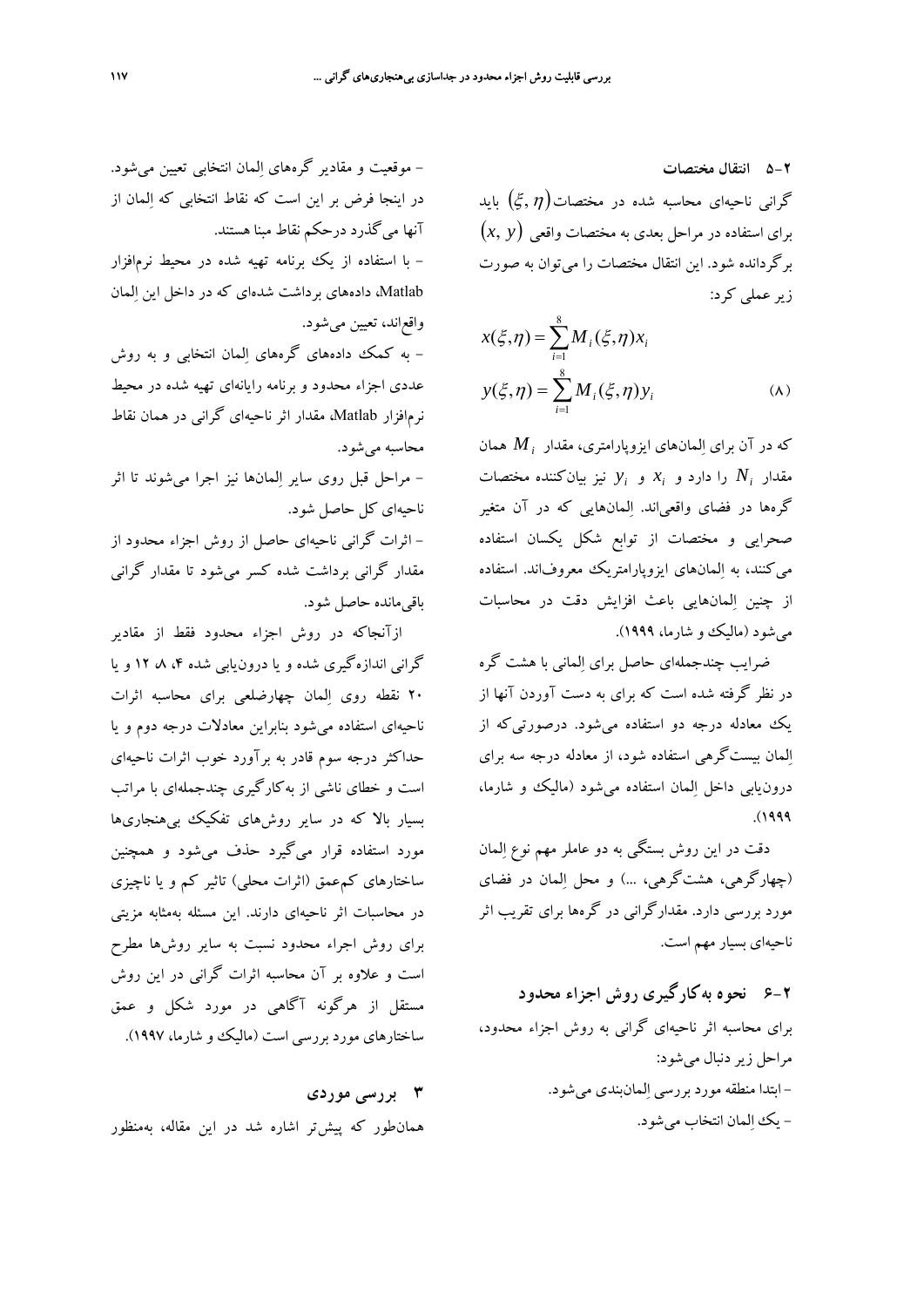### ۲-۵ انتقال مختصات

گرانی ناحیه‌ای محاسبه شده در مختصات $(\xi, \eta)$ باید برای استفاده در مراحل بعدی به مختصات واقعی $(x, y)$ برگردانده شود. این انتقال مختصات را می‌توان به صورت زیر عملی کرد:

$$x(\xi,\eta) = \sum_{i=1}^{8} M_i(\xi,\eta) x_i$$
$$y(\xi,\eta) = \sum_{i=1}^{8} M_i(\xi,\eta) y_i \qquad (۸)$$

که در آن برای اِلمان‌های ایزوپارامتری، مقدار $M_i$ همان مقدار $N_i$ را دارد و $x_i$ و $y_i$ نیز بیان‌کننده مختصات گره‌ها در فضای واقعی‌اند. اِلمان‌هایی که در آن متغیر صحرایی و مختصات از توابع شکل یکسان استفاده می‌کنند، به اِلمان‌های ایزوپارامتریک معروف‌اند. استفاده از چنین اِلمان‌هایی باعث افزایش دقت در محاسبات می‌شود (مالیک و شارما، ۱۹۹۹).

ضرایب چندجمله‌ای حاصل برای اِلمانی با هشت گره در نظر گرفته شده است که برای به دست آوردن آنها از یک معادله درجه دو استفاده می‌شود. درصورتی‌که از اِلمان بیست‌گرهی استفاده شود، از معادله درجه سه برای درون‌یابی داخل اِلمان استفاده می‌شود (مالیک و شارما، ۱۹۹۹).

دقت در این روش بستگی به دو عامل مهم نوع اِلمان (چهارگرهی، هشت‌گرهی، ...) و محل اِلمان در فضای مورد بررسی دارد. مقدارگرانی در گره‌ها برای تقریب اثر ناحیه‌ای بسیار مهم است.

### ۲-۶ نحوه به‌کارگیری روش اجزاء محدود

برای محاسبه اثر ناحیه‌ای گرانی به روش اجزاء محدود، مراحل زیر دنبال می‌شود:

- ابتدا منطقه مورد بررسی اِلمان‌بندی می‌شود.
- یک اِلمان انتخاب می‌شود.
- موقعیت و مقادیر گره‌های اِلمان انتخابی تعیین می‌شود. در اینجا فرض بر این است که نقاط انتخابی که اِلمان از آنها می‌گذرد درحکم نقاط مبنا هستند.
- با استفاده از یک برنامه تهیه شده در محیط نرم‌افزار Matlab، داده‌های برداشت شده‌ای که در داخل این اِلمان واقع‌اند، تعیین می‌شود.
- به کمک داده‌های گره‌های اِلمان انتخابی و به روش عددی اجزاء محدود و برنامه رایانه‌ای تهیه شده در محیط نرم‌افزار Matlab، مقدار اثر ناحیه‌ای گرانی در همان نقاط محاسبه می‌شود.
- مراحل قبل روی سایر اِلمان‌ها نیز اجرا می‌شوند تا اثر ناحیه‌ای کل حاصل شود.
- اثرات گرانی ناحیه‌ای حاصل از روش اجزاء محدود از مقدار گرانی برداشت شده کسر می‌شود تا مقدار گرانی باقی‌مانده حاصل شود.

ازآنجاکه در روش اجزاء محدود فقط از مقادیر گرانی اندازه‌گیری شده و یا درون‌یابی شده ۴، ۸، ۱۲ و یا ۲۰ نقطه روی اِلمان چهارضلعی برای محاسبه اثرات ناحیه‌ای استفاده می‌شود بنابراین معادلات درجه دوم و یا حداکثر درجه سوم قادر به برآورد خوب اثرات ناحیه‌ای است و خطای ناشی از به‌کارگیری چندجمله‌ای با مراتب بسیار بالا که در سایر روش‌های تفکیک بی‌هنجاری‌ها مورد استفاده قرار می‌گیرد حذف می‌شود و همچنین ساختارهای کم‌عمق (اثرات محلی) تاثیر کم و یا ناچیزی در محاسبات اثر ناحیه‌ای دارند. این مسئله به‌مثابه مزیتی برای روش اجزاء محدود نسبت به سایر روش‌ها مطرح است و علاوه بر آن محاسبه اثرات گرانی در این روش مستقل از هرگونه آگاهی در مورد شکل و عمق ساختارهای مورد بررسی است (مالیک و شارما، ۱۹۹۷).

## ۳ بررسی موردی

همان‌طور که پیش‌تر اشاره شد در این مقاله، به‌منظور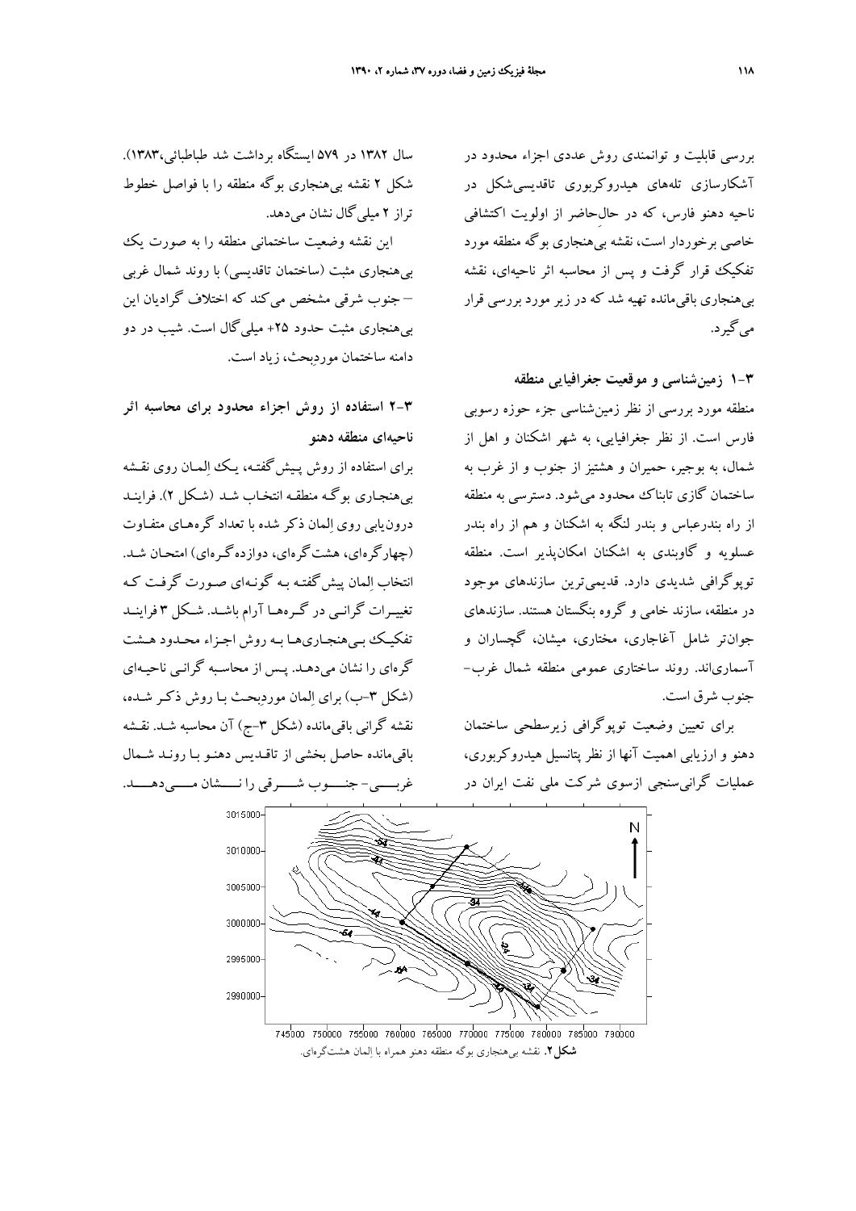بررسی قابلیت و توانمندی روش عددی اجزاء محدود در آشکارسازی تله‌های هیدروکربوری تاقدیسی‌شکل در ناحیه دهنو فارس، که در حال‌حاضر از اولویت اکتشافی خاصی برخوردار است، نقشه بی‌هنجاری بوگه منطقه مورد تفکیک قرار گرفت و پس از محاسبه اثر ناحیه‌ای، نقشه بی‌هنجاری باقی‌مانده تهیه شد که در زیر مورد بررسی قرار می‌گیرد.

## ۳-۱ زمین‌شناسی و موقعیت جغرافیایی منطقه

منطقه مورد بررسی از نظر زمین‌شناسی جزء حوزه رسوبی فارس است. از نظر جغرافیایی، به شهر اشکنان و اهل از شمال، به بوجیر، حمیران و هشتیز از جنوب و از غرب به ساختمان گازی تابناک محدود می‌شود. دسترسی به منطقه از راه بندرعباس و بندر لنگه به اشکنان و هم از راه بندر عسلویه و گاوبندی به اشکنان امکان‌پذیر است. منطقه توپوگرافی شدیدی دارد. قدیمی‌ترین سازندهای موجود در منطقه، سازند خامی و گروه بنگستان هستند. سازندهای جوان‌تر شامل آغاجاری، مختاری، میشان، گچساران و آسماری‌اند. روند ساختاری عمومی منطقه شمال غرب-جنوب شرق است.

برای تعیین وضعیت توپوگرافی زیرسطحی ساختمان دهنو و ارزیابی اهمیت آنها از نظر پتانسیل هیدروکربوری، عملیات گرانی‌سنجی ازسوی شرکت ملی نفت ایران در سال ۱۳۸۲ در ۵۷۹ ایستگاه برداشت شد طباطبائی،۱۳۸۳). شکل ۲ نقشه بی‌هنجاری بوگه منطقه را با فواصل خطوط تراز ۲ میلی‌گال نشان می‌دهد.

این نقشه وضعیت ساختمانی منطقه را به صورت یک بی‌هنجاری مثبت (ساختمان تاقدیسی) با روند شمال غربی – جنوب شرقی مشخص می‌کند که اختلاف گرادیان این بی‌هنجاری مثبت حدود ۲۵+ میلی‌گال است. شیب در دو دامنه ساختمان موردبحث، زیاد است.

## ۳-۲ استفاده از روش اجزاء محدود برای محاسبه اثر ناحیه‌ای منطقه دهنو

برای استفاده از روش پیش‌گفته، یک اِلمان روی نقشه بی‌هنجاری بوگه منطقه انتخاب شد (شکل ۲). فرایند درون‌یابی روی اِلمان ذکر شده با تعداد گره‌های متفاوت (چهارگره‌ای، هشت‌گره‌ای، دوازده‌گره‌ای) امتحان شد. انتخاب اِلمان پیش‌گفته به گونه‌ای صورت گرفت که تغییرات گرانی در گره‌ها آرام باشد. شکل ۳ فرایند تفکیک بی‌هنجاری‌ها به روش اجزاء محدود هشت گره‌ای را نشان می‌دهد. پس از محاسبه گرانی ناحیه‌ای (شکل ۳-ب) برای اِلمان موردبحث با روش ذکر شده، نقشه گرانی باقی‌مانده (شکل ۳-ج) آن محاسبه شد. نقشه باقی‌مانده حاصل بخشی از تاقدیس دهنو با روند شمال غربی- جنوب شرقی را نشان می‌دهد.

**شکل ۲.** نقشه بی‌هنجاری بوگه منطقه دهنو همراه با اِلمان هشت‌گره‌ای.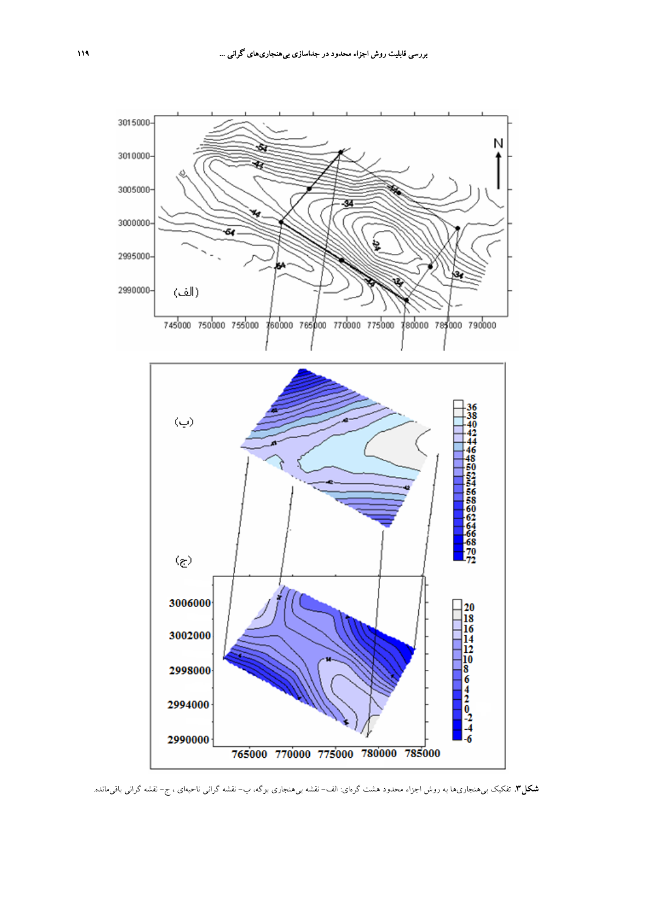**شکل ۳**. تفکیک بی‌هنجاری‌ها به روش اجزاء محدود هشت گره‌ای: الف- نقشه بی‌هنجاری بوگه، ب- نقشه گرانی ناحیه‌ای ، ج- نقشه گرانی باقی‌مانده.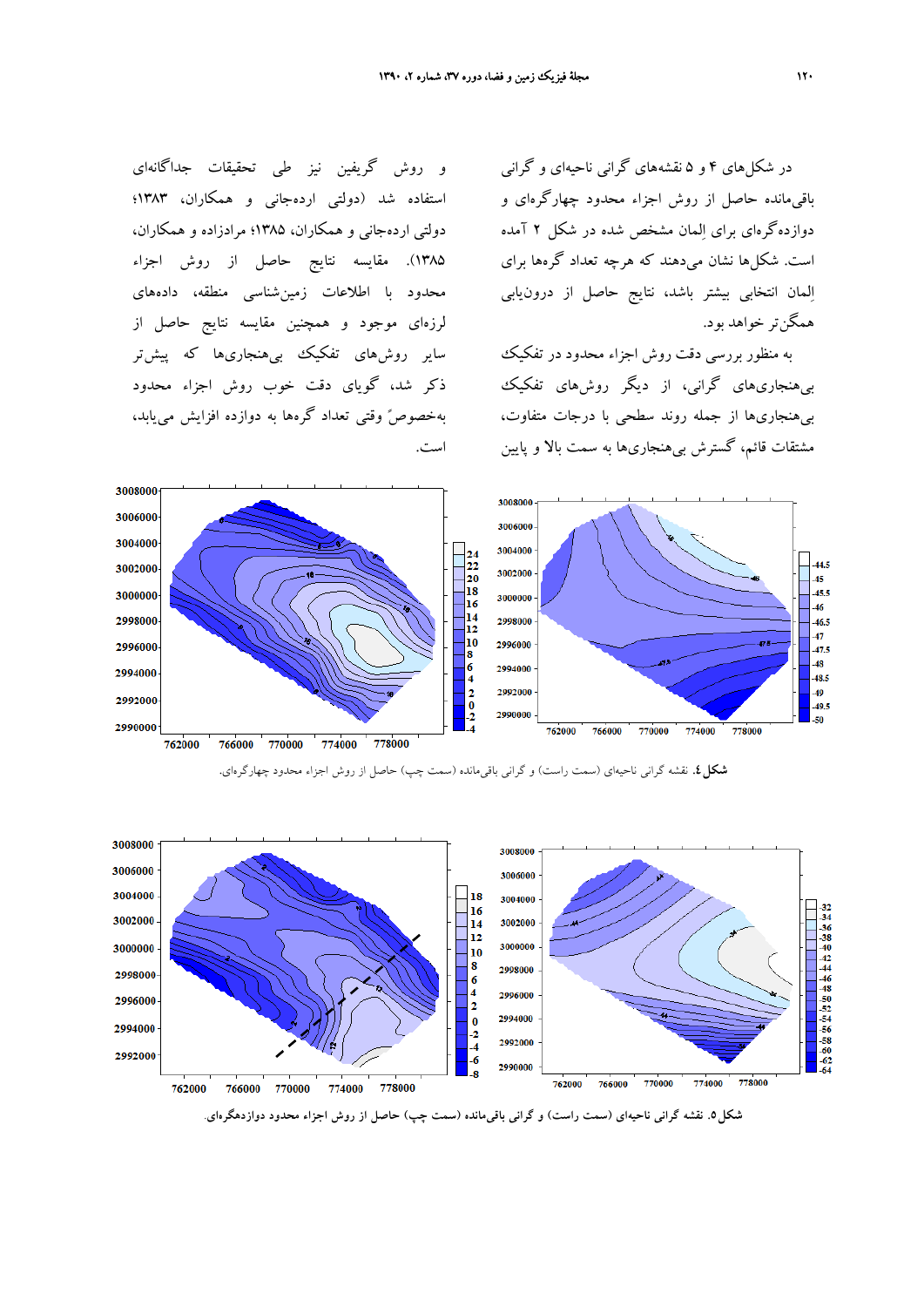در شکل‌های ۴ و ۵ نقشه‌های گرانی ناحیه‌ای و گرانی باقی‌مانده حاصل از روش اجزاء محدود چهارگره‌ای و دوازده‌گره‌ای برای اِلمان مشخص شده در شکل ۲ آمده است. شکل‌ها نشان می‌دهند که هرچه تعداد گره‌ها برای اِلمان انتخابی بیشتر باشد، نتایج حاصل از درون‌یابی همگن‌تر خواهد بود.

به منظور بررسی دقت روش اجزاء محدود در تفکیک بی‌هنجاری‌های گرانی، از دیگر روش‌های تفکیک بی‌هنجاری‌ها از جمله روند سطحی با درجات متفاوت، مشتقات قائم، گسترش بی‌هنجاری‌ها به سمت بالا و پایین و روش گریفین نیز طی تحقیقات جداگانه‌ای استفاده شد (دولتی ارده‌جانی و همکاران، ۱۳۸۳؛ دولتی ارده‌جانی و همکاران، ۱۳۸۵؛ مرادزاده و همکاران، ۱۳۸۵). مقایسه نتایج حاصل از روش اجزاء محدود با اطلاعات زمین‌شناسی منطقه، داده‌های لرزه‌ای موجود و همچنین مقایسه نتایج حاصل از سایر روش‌های تفکیک بی‌هنجاری‌ها که پیش‌تر ذکر شد، گویای دقت خوب روش اجزاء محدود به‌خصوصً وقتی تعداد گره‌ها به دوازده افزایش می‌یابد، است.

**شکل ٤.** نقشه گرانی ناحیه‌ای (سمت راست) و گرانی باقی‌مانده (سمت چپ) حاصل از روش اجزاء محدود چهارگره‌ای.

**شکل ٥.** نقشه گرانی ناحیه‌ای (سمت راست) و گرانی باقی‌مانده (سمت چپ) حاصل از روش اجزاء محدود دوازده‌گره‌ای.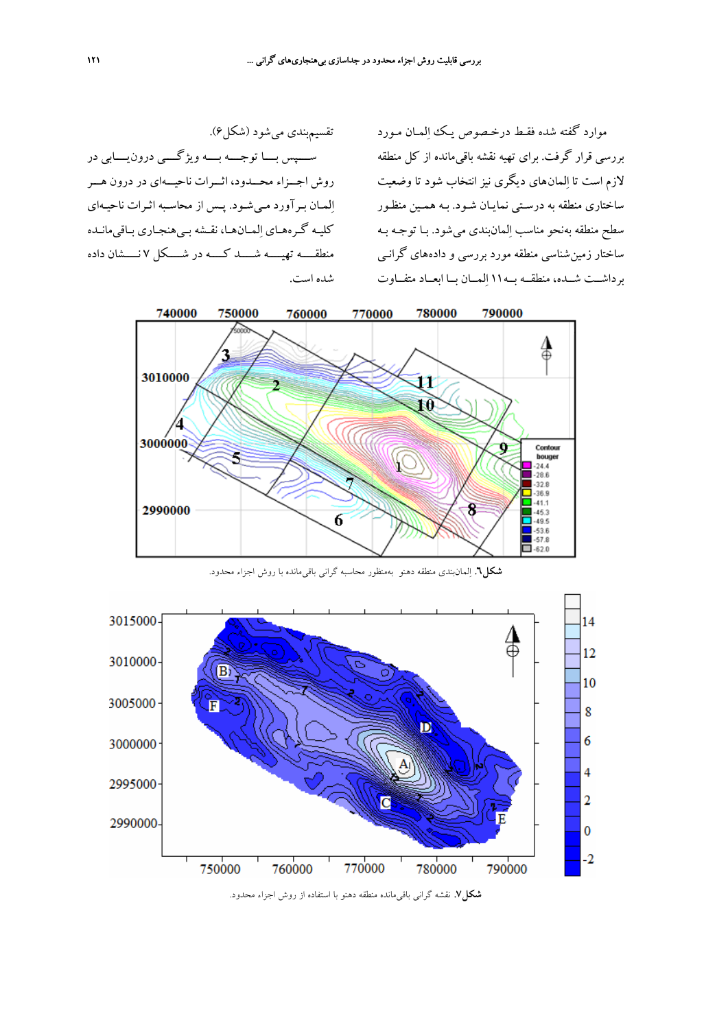موارد گفته شده فقط درخصوص یک اِلمان مورد بررسی قرار گرفت. برای تهیه نقشه باقی‌مانده از کل منطقه لازم است تا اِلمان‌های دیگری نیز انتخاب شود تا وضعیت ساختاری منطقه به درستی نمایان شود. به همین منظور سطح منطقه به‌نحو مناسب اِلمان‌بندی می‌شود. با توجه به ساختار زمین‌شناسی منطقه مورد بررسی و داده‌های گرانی برداشت شده، منطقه به ۱۱ اِلمان با ابعاد متفاوت تقسیم‌بندی می‌شود (شکل ۶).

سپس با توجه به ویژگی درون‌یابی در روش اجزاء محدود، اثرات ناحیه‌ای در درون هر اِلمان برآورد می‌شود. پس از محاسبه اثرات ناحیه‌ای کلیه گره‌های اِلمان‌ها، نقشه بی‌هنجاری باقی‌مانده منطقه تهیه شد که در شکل ۷ نشان داده شده است.

**شکل ۶.** اِلمان‌بندی منطقه دهنو به‌منظور محاسبه گرانی باقی‌مانده با روش اجزاء محدود.

**شکل ۷.** نقشه گرانی باقی‌مانده منطقه دهنو با استفاده از روش اجزاء محدود.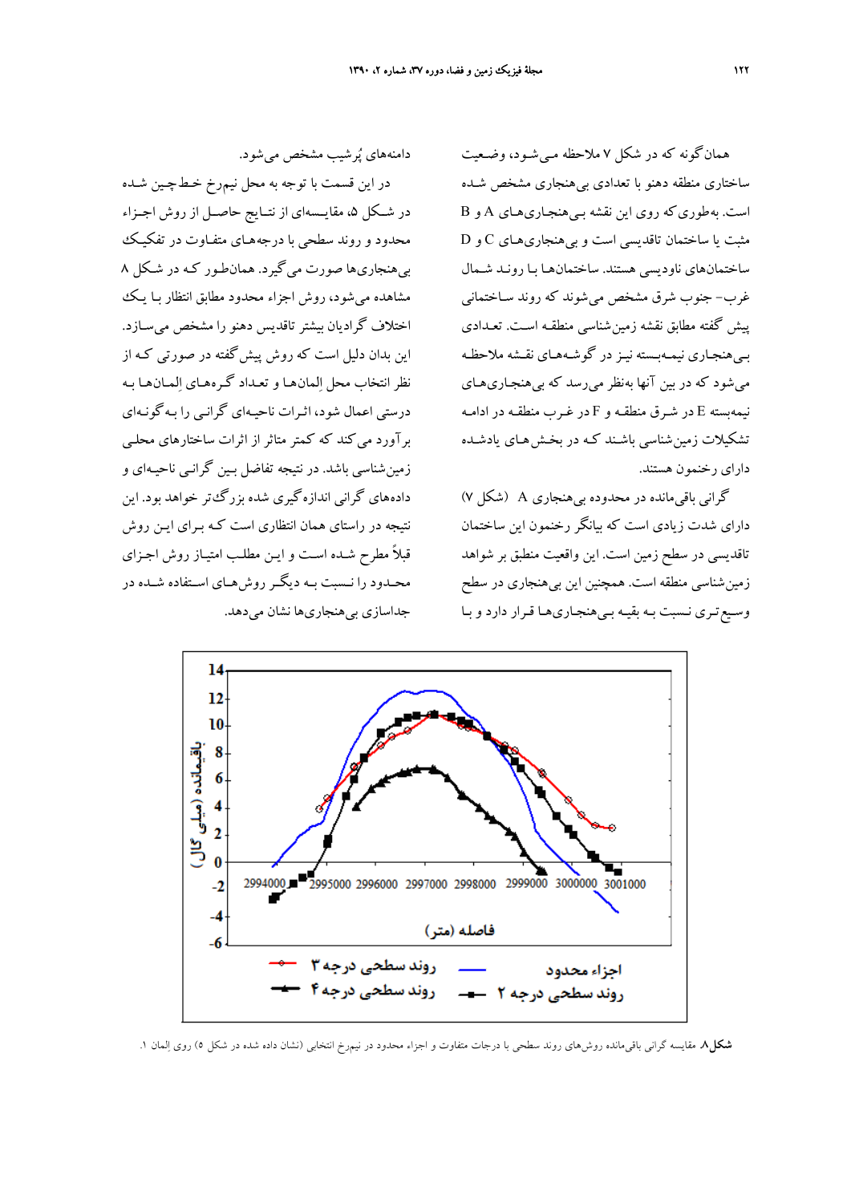همان‌گونه که در شکل ۷ ملاحظه می‌شود، وضعیت ساختاری منطقه دهنو با تعدادی بی‌هنجاری مشخص شده است. به‌طوری‌که روی این نقشه بی‌هنجاری‌های A و B مثبت یا ساختمان تاقدیسی است و بی‌هنجاری‌های C و D ساختمان‌های ناودیسی هستند. ساختمان‌ها با روند شمال غرب- جنوب شرق مشخص می‌شوند که روند ساختمانی پیش گفته مطابق نقشه زمین‌شناسی منطقه است. تعدادی بی‌هنجاری نیمه‌بسته نیز در گوشه‌های نقشه ملاحظه می‌شود که در بین آنها به‌نظر می‌رسد که بی‌هنجاری‌های نیمه‌بسته E در شرق منطقه و F در غرب منطقه در ادامه تشکیلات زمین‌شناسی باشند که در بخش‌های یادشده دارای رخنمون هستند.

گرانی باقی‌مانده در محدوده بی‌هنجاری A (شکل ۷) دارای شدت زیادی است که بیانگر رخنمون این ساختمان تاقدیسی در سطح زمین است. این واقعیت منطبق بر شواهد زمین‌شناسی منطقه است. همچنین این بی‌هنجاری در سطح وسیع‌تری نسبت به بقیه بی‌هنجاری‌ها قرار دارد و با دامنه‌های پُرشیب مشخص می‌شود.

در این قسمت با توجه به محل نیم‌رخ خط‌چین شده در شکل ۵، مقایسه‌ای از نتایج حاصل از روش اجزاء محدود و روند سطحی با درجه‌های متفاوت در تفکیک بی‌هنجاری‌ها صورت می‌گیرد. همان‌طور که در شکل ۸ مشاهده می‌شود، روش اجزاء محدود مطابق انتظار با یک اختلاف گرادیان بیشتر تاقدیس دهنو را مشخص می‌سازد. این بدان دلیل است که روش پیش‌گفته در صورتی که از نظر انتخاب محل اِلمان‌ها و تعداد گره‌های اِلمان‌ها به درستی اعمال شود، اثرات ناحیه‌ای گرانی را به‌گونه‌ای برآورد می‌کند که کمتر متاثر از اثرات ساختارهای محلی زمین‌شناسی باشد. در نتیجه تفاضل بین گرانی ناحیه‌ای و داده‌های گرانی اندازه‌گیری شده بزرگ‌تر خواهد بود. این نتیجه در راستای همان انتظاری است که برای این روش قبلاً مطرح شده است و این مطلب امتیاز روش اجزای محدود را نسبت به دیگر روش‌های استفاده شده در جداسازی بی‌هنجاری‌ها نشان می‌دهد.

**شکل۸.** مقایسه گرانی باقی‌مانده روش‌های روند سطحی با درجات متفاوت و اجزاء محدود در نیمرخ انتخابی (نشان داده شده در شکل ۵) روی اِلمان ۱.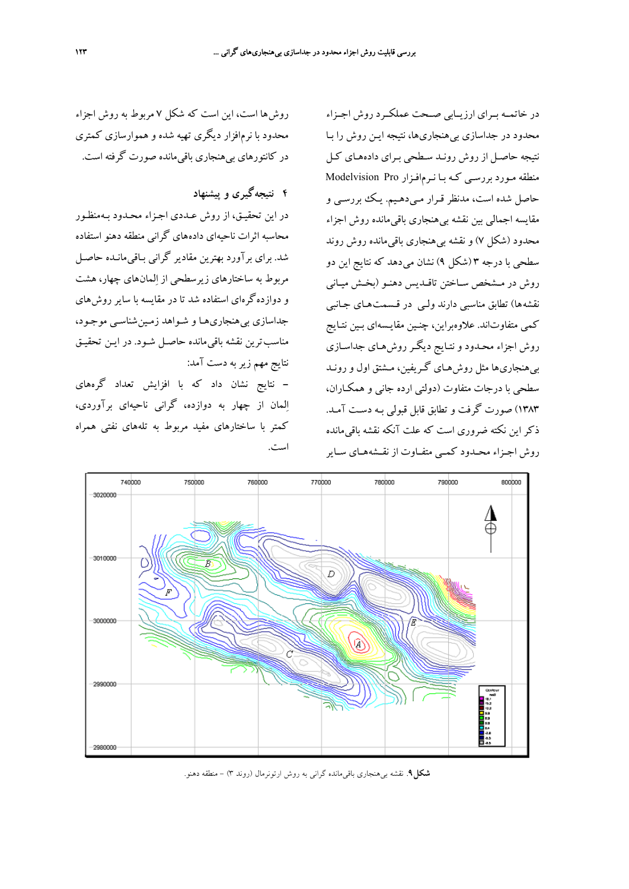در خاتمه بـرای ارزیـابی صـحت عملکـرد روش اجـزاء محدود در جداسازی بی‌هنجاری‌ها، نتیجه ایـن روش را بـا نتیجه حاصـل از روش رونـد سـطحی بـرای داده‌هـای کـل منطقه مـورد بررسـی کـه بـا نـرم‌افـزار Modelvision Pro حاصل شده است، مدنظر قـرار مـی‌دهـیم. یـک بررسـی و مقایسه اجمالی بین نقشه بی‌هنجاری باقی‌مانده روش اجزاء محدود (شکل ۷) و نقشه بی‌هنجاری باقی‌مانده روش روند سطحی با درجه ۳ (شکل ۹) نشان می‌دهد که نتایج این دو روش در مـشخص سـاختن تاقـدیس دهنـو (بخـش میـانی نقشه‌ها) تطابق مناسبی دارند ولـی در قسمت‌هـای جـانبی کمی متفاوت‌اند. علاوه‌براین، چنـین مقایـسه‌ای بـین نتـایج روش اجزاء محـدود و نتـایج دیگـر روش‌هـای جداسـازی بی‌هنجاری‌ها مثل روش‌هـای گـریفین، مـشتق اول و رونـد سطحی با درجات متفاوت (دولتی ارده جانی و همکـاران، ۱۳۸۳) صورت گرفت و تطابق قابل قبولی بـه دسـت آمـد. ذکر این نکته ضروری است که علت آنکه نقشه باقی‌مانده روش اجـزاء محـدود کمـی متفـاوت از نقـشه‌هـای سـایر روش‌ها است، این است که شکل ۷ مربوط به روش اجزاء محدود با نرم‌افزار دیگری تهیه شده و هموارسازی کمتری در کانتورهای بی‌هنجاری باقی‌مانده صورت گرفته است.

## ۴ نتیجه‌گیری و پیشنهاد

در این تحقیـق، از روش عـددی اجـزاء محـدود بـه‌منظـور محاسبه اثرات ناحیه‌ای داده‌های گرانی منطقه دهنو استفاده شد. برای برآورد بهترین مقادیر گرانی بـاقی‌مانـده حاصـل مربوط به ساختارهای زیرسطحی از اِلمان‌های چهار، هشت و دوازده‌گره‌ای استفاده شد تا در مقایسه با سایر روش‌های جداسازی بی‌هنجاری‌هـا و شـواهد زمین‌شناسـی موجـود، مناسب‌ترین نقشه باقی‌مانده حاصـل شـود. در ایـن تحقیـق نتایج مهم زیر به دست آمد:

- نتایج نشان داد که با افزایش تعداد گره‌های اِلمان از چهار به دوازده، گرانی ناحیه‌ای برآوردی، کمتر با ساختارهای مفید مربوط به تله‌های نفتی همراه است.

**شکل ۹**. نقشه بی‌هنجاری باقی‌مانده گرانی به روش ارتونرمال (روند ۳) – منطقه دهنو.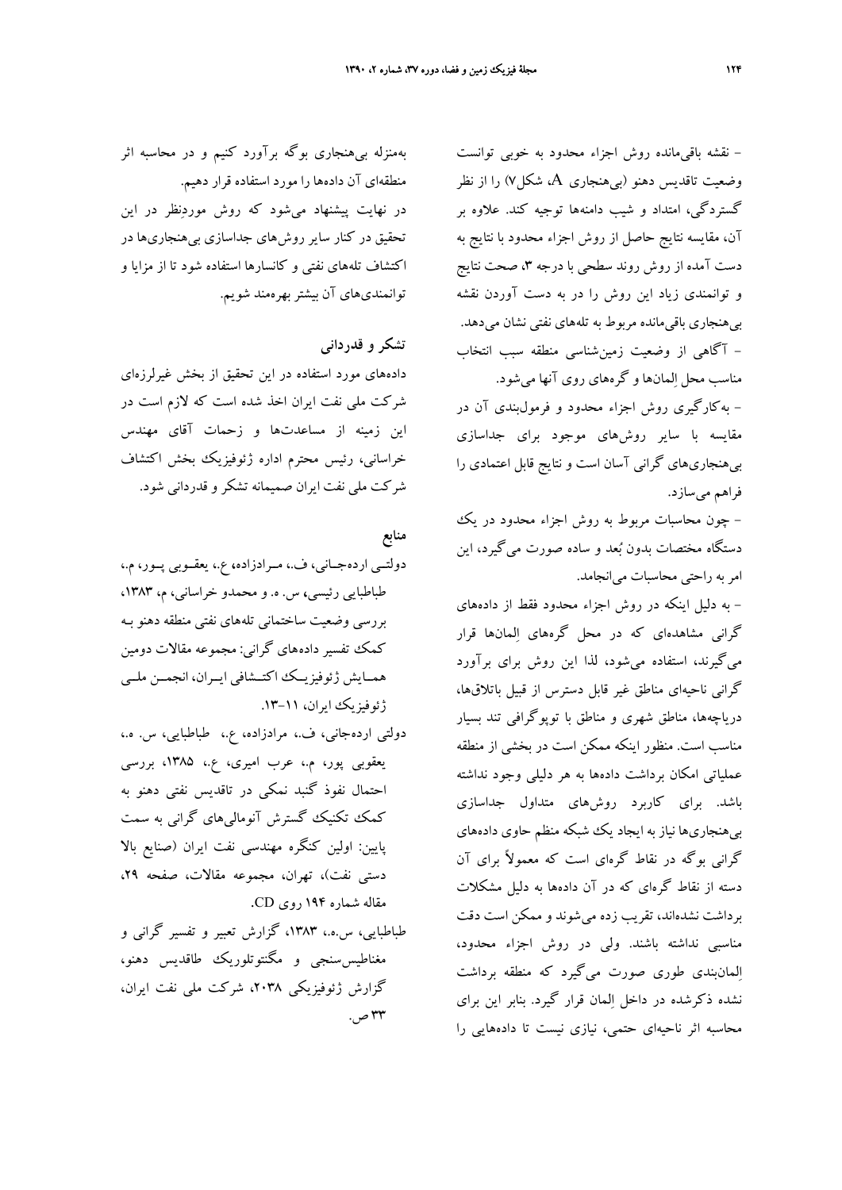- نقشه باقی‌مانده روش اجزاء محدود به خوبی توانست وضعیت تاقدیس دهنو (بی‌هنجاری A، شکل۷) را از نظر گستردگی، امتداد و شیب دامنه‌ها توجیه کند. علاوه بر آن، مقایسه نتایج حاصل از روش اجزاء محدود با نتایج به دست آمده از روش روند سطحی با درجه ۳، صحت نتایج و توانمندی زیاد این روش را در به دست آوردن نقشه بی‌هنجاری باقی‌مانده مربوط به تله‌های نفتی نشان می‌دهد.

- آگاهی از وضعیت زمین‌شناسی منطقه سبب انتخاب مناسب محل اِلمان‌ها و گره‌های روی آنها می‌شود.

- به‌کارگیری روش اجزاء محدود و فرمول‌بندی آن در مقایسه با سایر روش‌های موجود برای جداسازی بی‌هنجاری‌های گرانی آسان است و نتایج قابل اعتمادی را فراهم می‌سازد.

- چون محاسبات مربوط به روش اجزاء محدود در یک دستگاه مختصات بدون بُعد و ساده صورت می‌گیرد، این امر به راحتی محاسبات می‌انجامد.

- به دلیل اینکه در روش اجزاء محدود فقط از داده‌های گرانی مشاهده‌ای که در محل گره‌های اِلمان‌ها قرار می‌گیرند، استفاده می‌شود، لذا این روش برای برآورد گرانی ناحیه‌ای مناطق غیر قابل دسترس از قبیل باتلاق‌ها، دریاچه‌ها، مناطق شهری و مناطق با توپوگرافی تند بسیار مناسب است. منظور اینکه ممکن است در بخشی از منطقه عملیاتی امکان برداشت داده‌ها به هر دلیلی وجود نداشته باشد. برای کاربرد روش‌های متداول جداسازی بی‌هنجاری‌ها نیاز به ایجاد یک شبکه منظم حاوی داده‌های گرانی بوگه در نقاط گره‌ای است که معمولاً برای آن دسته از نقاط گره‌ای که در آن داده‌ها به دلیل مشکلات برداشت نشده‌اند، تقریب زده می‌شوند و ممکن است دقت مناسبی نداشته باشند. ولی در روش اجزاء محدود، اِلمان‌بندی طوری صورت می‌گیرد که منطقه برداشت نشده ذکرشده در داخل اِلمان قرار گیرد. بنابر این برای محاسبه اثر ناحیه‌ای حتمی، نیازی نیست تا داده‌هایی را به‌منزله بی‌هنجاری بوگه برآورد کنیم و در محاسبه اثر منطقه‌ای آن داده‌ها را مورد استفاده قرار دهیم.

در نهایت پیشنهاد می‌شود که روش موردِنظر در این تحقیق در کنار سایر روش‌های جداسازی بی‌هنجاری‌ها در اکتشاف تله‌های نفتی و کانسارها استفاده شود تا از مزایا و توانمندی‌های آن بیشتر بهره‌مند شویم.

## تشکر و قدردانی

داده‌های مورد استفاده در این تحقیق از بخش غیرلرزه‌ای شرکت ملی نفت ایران اخذ شده است که لازم است در این زمینه از مساعدت‌ها و زحمات آقای مهندس خراسانی، رئیس محترم اداره ژئوفیزیک بخش اکتشاف شرکت ملی نفت ایران صمیمانه تشکر و قدردانی شود.

## منابع

دولتی ارده‌جانی، ف.، مرادزاده، ع.، یعقوبی پور، م.، طباطبایی رئیسی، س. ه. و محمدو خراسانی، م، ۱۳۸۳، بررسی وضعیت ساختمانی تله‌های نفتی منطقه دهنو به کمک تفسیر داده‌های گرانی: مجموعه مقالات دومین همایش ژئوفیزیک اکتشافی ایران، انجمن ملی ژئوفیزیک ایران، ۱۱-۱۳.

دولتی ارده‌جانی، ف.، مرادزاده، ع.، طباطبایی، س. ه.، یعقوبی پور، م.، عرب امیری، ع.، ۱۳۸۵، بررسی احتمال نفوذ گنبد نمکی در تاقدیس نفتی دهنو به کمک تکنیک گسترش آنومالی‌های گرانی به سمت پایین: اولین کنگره مهندسی نفت ایران (صنایع بالا دستی نفت)، تهران، مجموعه مقالات، صفحه ۲۹، مقاله شماره ۱۹۴ روی CD.

طباطبایی، س.ه.، ۱۳۸۳، گزارش تعبیر و تفسیر گرانی و مغناطیس‌سنجی و مگنتوتلوریک طاقدیس دهنو، گزارش ژئوفیزیکی ۲۰۳۸، شرکت ملی نفت ایران، ۳۳ ص.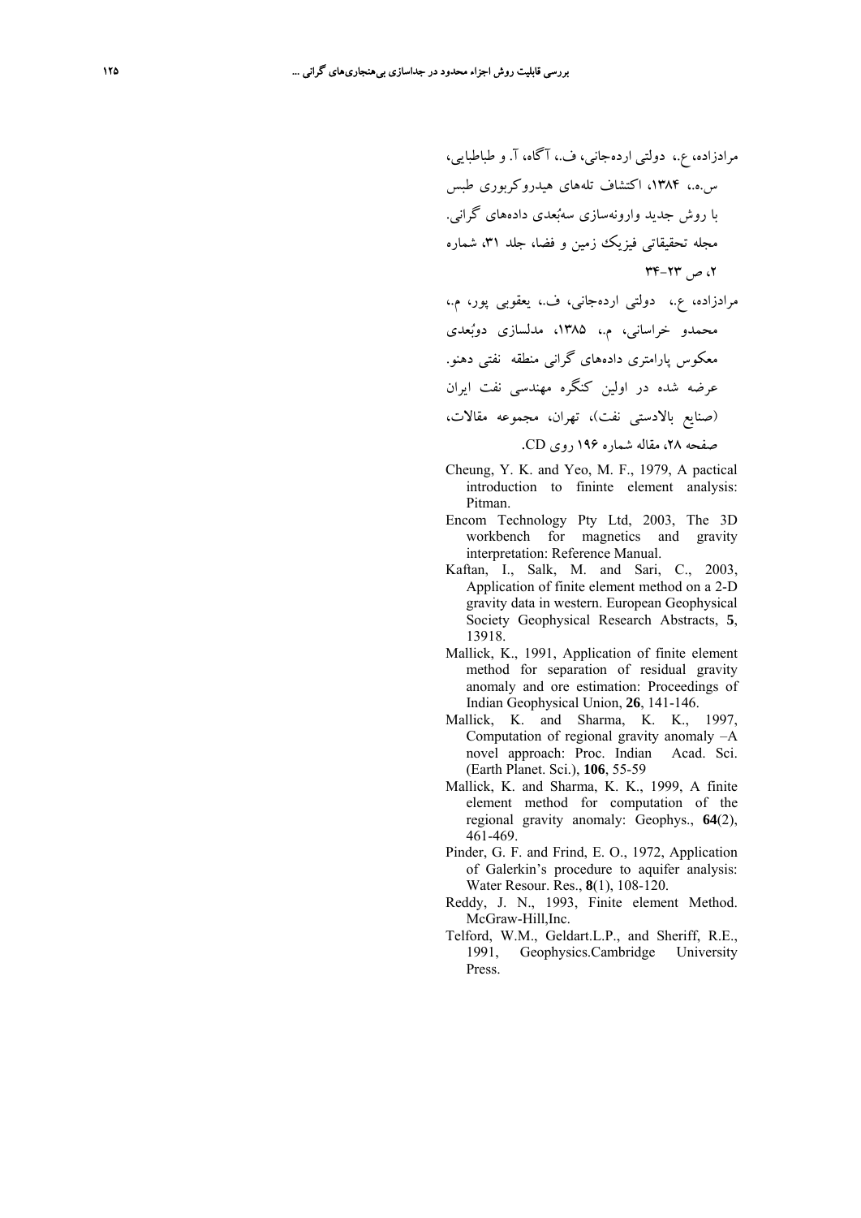مرادزاده، ع.، دولتی ارده‌جانی، ف.، آگاه، آ. و طباطبایی، س.ه.، ۱۳۸۴، اکتشاف تله‌های هیدروکربوری طبس با روش جدید وارون‌سازی سه‌بُعدی داده‌های گرانی. مجله تحقیقاتی فیزیک زمین و فضا، جلد ۳۱، شماره ۲، ص ۲۳-۳۴

مرادزاده، ع.، دولتی ارده‌جانی، ف.، یعقوبی پور، م.، محمدو خراسانی، م.، ۱۳۸۵، مدلسازی دوبُعدی معکوس پارامتری داده‌های گرانی منطقه نفتی دهنو. عرضه شده در اولین کنگره مهندسی نفت ایران (صنایع بالادستی نفت)، تهران، مجموعه مقالات، صفحه ۲۸، مقاله شماره ۱۹۶ روی CD.

Cheung, Y. K. and Yeo, M. F., 1979, A pactical introduction to fininte element analysis: Pitman.

Encom Technology Pty Ltd, 2003, The 3D workbench for magnetics and gravity interpretation: Reference Manual.

Kaftan, I., Salk, M. and Sari, C., 2003, Application of finite element method on a 2-D gravity data in western. European Geophysical Society Geophysical Research Abstracts, **5**, 13918.

Mallick, K., 1991, Application of finite element method for separation of residual gravity anomaly and ore estimation: Proceedings of Indian Geophysical Union, **26**, 141-146.

Mallick, K. and Sharma, K. K., 1997, Computation of regional gravity anomaly –A novel approach: Proc. Indian Acad. Sci. (Earth Planet. Sci.), **106**, 55-59

Mallick, K. and Sharma, K. K., 1999, A finite element method for computation of the regional gravity anomaly: Geophys., **64**(2), 461-469.

Pinder, G. F. and Frind, E. O., 1972, Application of Galerkin's procedure to aquifer analysis: Water Resour. Res., **8**(1), 108-120.

Reddy, J. N., 1993, Finite element Method. McGraw-Hill,Inc.

Telford, W.M., Geldart.L.P., and Sheriff, R.E., 1991, Geophysics.Cambridge University Press.